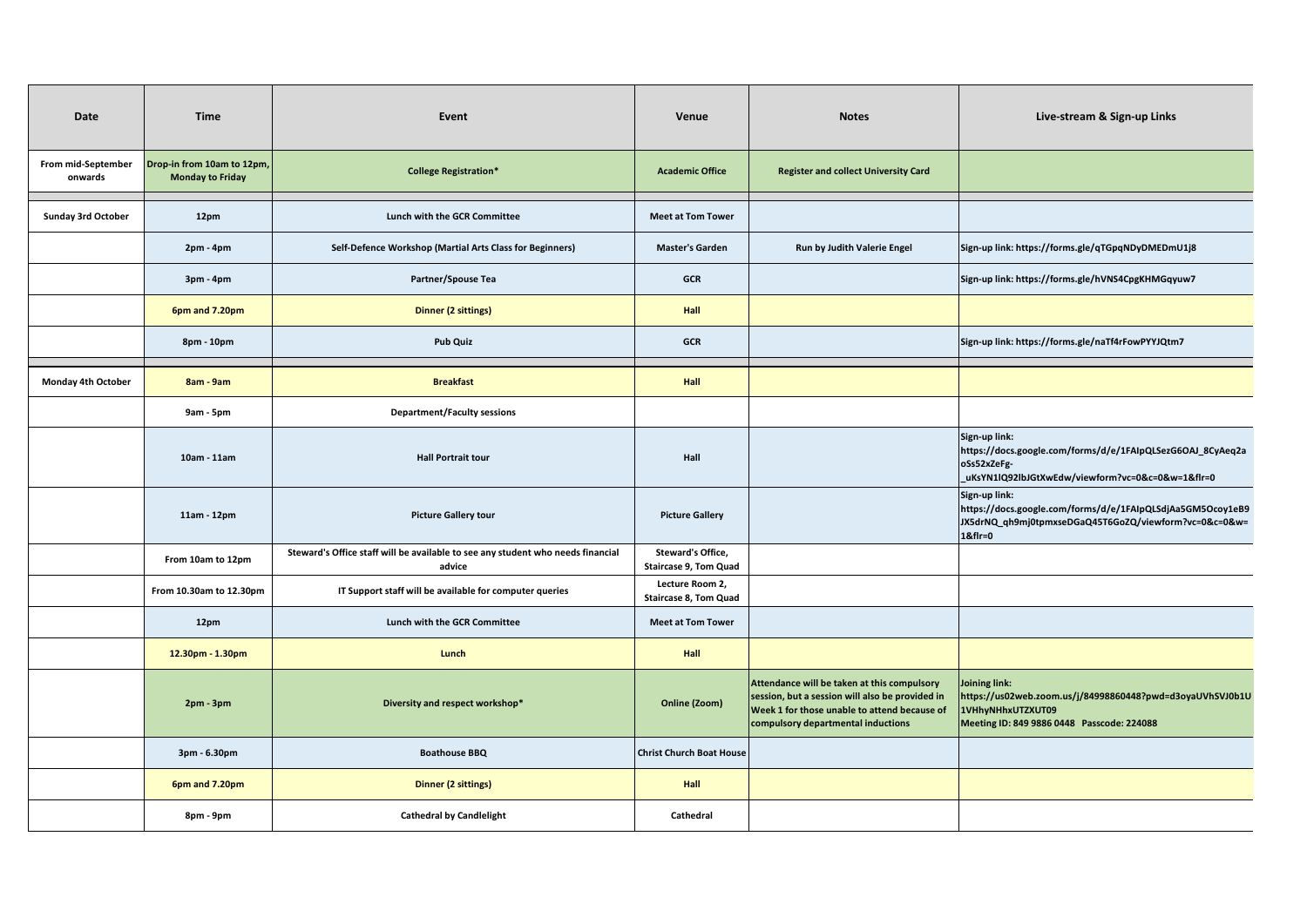| Date | Time | Event | Venue | Notes | Live-stream & Sign-up Links |
|---|---|---|---|---|---|
| From mid-September onwards | Drop-in from 10am to 12pm, Monday to Friday | College Registration* | Academic Office | Register and collect University Card | |
| | | | | | |
| Sunday 3rd October | 12pm | Lunch with the GCR Committee | Meet at Tom Tower | | |
| | 2pm - 4pm | Self-Defence Workshop (Martial Arts Class for Beginners) | Master's Garden | Run by Judith Valerie Engel | Sign-up link: https://forms.gle/qTGpqNDyDMEDmU1j8 |
| | 3pm - 4pm | Partner/Spouse Tea | GCR | | Sign-up link: https://forms.gle/hVNS4CpgKHMGqyuw7 |
| | 6pm and 7.20pm | Dinner (2 sittings) | Hall | | |
| | 8pm - 10pm | Pub Quiz | GCR | | Sign-up link: https://forms.gle/naTf4rFowPYYJQtm7 |
| | | | | | |
| Monday 4th October | 8am - 9am | Breakfast | Hall | | |
| | 9am - 5pm | Department/Faculty sessions | | | |
| | 10am - 11am | Hall Portrait tour | Hall | | Sign-up link: https://docs.google.com/forms/d/e/1FAIpQLSezG6OAJ_8CyAeq2aoSs52xZeFg-_uKsYN1lQ92lbJGtXwEdw/viewform?vc=0&c=0&w=1&flr=0 |
| | 11am - 12pm | Picture Gallery tour | Picture Gallery | | Sign-up link: https://docs.google.com/forms/d/e/1FAIpQLSdjAa5GM5Ocoy1eB9JX5drNQ_qh9mj0tpmxseDGaQ45T6GoZQ/viewform?vc=0&c=0&w=1&flr=0 |
| | From 10am to 12pm | Steward's Office staff will be available to see any student who needs financial advice | Steward's Office, Staircase 9, Tom Quad | | |
| | From 10.30am to 12.30pm | IT Support staff will be available for computer queries | Lecture Room 2, Staircase 8, Tom Quad | | |
| | 12pm | Lunch with the GCR Committee | Meet at Tom Tower | | |
| | 12.30pm - 1.30pm | Lunch | Hall | | |
| | 2pm - 3pm | Diversity and respect workshop* | Online (Zoom) | Attendance will be taken at this compulsory session, but a session will also be provided in Week 1 for those unable to attend because of compulsory departmental inductions | Joining link: https://us02web.zoom.us/j/84998860448?pwd=d3oyaUVhSVJ0b1U1VHhyNHhxUTZXUT09 Meeting ID: 849 9886 0448 Passcode: 224088 |
| | 3pm - 6.30pm | Boathouse BBQ | Christ Church Boat House | | |
| | 6pm and 7.20pm | Dinner (2 sittings) | Hall | | |
| | 8pm - 9pm | Cathedral by Candlelight | Cathedral | | |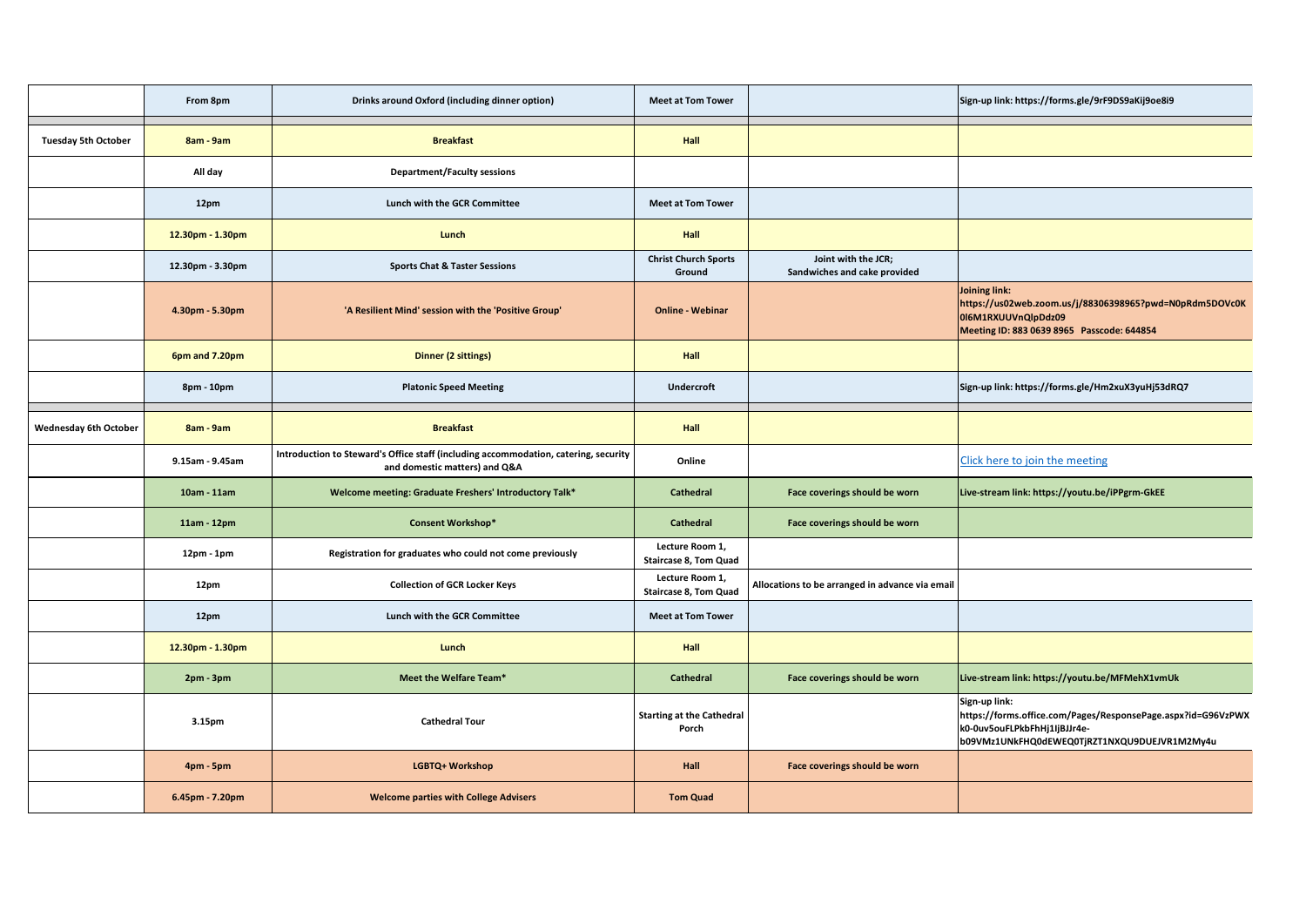| | | | | | |
|---|---|---|---|---|---|
| | From 8pm | Drinks around Oxford (including dinner option) | Meet at Tom Tower | | Sign-up link: https://forms.gle/9rF9DS9aKij9oe8i9 |
| | | | | | |
| Tuesday 5th October | 8am - 9am | Breakfast | Hall | | |
| | All day | Department/Faculty sessions | | | |
| | 12pm | Lunch with the GCR Committee | Meet at Tom Tower | | |
| | 12.30pm - 1.30pm | Lunch | Hall | | |
| | 12.30pm - 3.30pm | Sports Chat & Taster Sessions | Christ Church Sports Ground | Joint with the JCR; Sandwiches and cake provided | |
| | 4.30pm - 5.30pm | 'A Resilient Mind' session with the 'Positive Group' | Online - Webinar | | Joining link: https://us02web.zoom.us/j/88306398965?pwd=N0pRdm5DOVc0K0I6M1RXUUVnQlpDdz09 Meeting ID: 883 0639 8965 Passcode: 644854 |
| | 6pm and 7.20pm | Dinner (2 sittings) | Hall | | |
| | 8pm - 10pm | Platonic Speed Meeting | Undercroft | | Sign-up link: https://forms.gle/Hm2xuX3yuHj53dRQ7 |
| | | | | | |
| Wednesday 6th October | 8am - 9am | Breakfast | Hall | | |
| | 9.15am - 9.45am | Introduction to Steward's Office staff (including accommodation, catering, security and domestic matters) and Q&A | Online | | Click here to join the meeting |
| | 10am - 11am | Welcome meeting: Graduate Freshers' Introductory Talk* | Cathedral | Face coverings should be worn | Live-stream link: https://youtu.be/iPPgrm-GkEE |
| | 11am - 12pm | Consent Workshop* | Cathedral | Face coverings should be worn | |
| | 12pm - 1pm | Registration for graduates who could not come previously | Lecture Room 1, Staircase 8, Tom Quad | | |
| | 12pm | Collection of GCR Locker Keys | Lecture Room 1, Staircase 8, Tom Quad | Allocations to be arranged in advance via email | |
| | 12pm | Lunch with the GCR Committee | Meet at Tom Tower | | |
| | 12.30pm - 1.30pm | Lunch | Hall | | |
| | 2pm - 3pm | Meet the Welfare Team* | Cathedral | Face coverings should be worn | Live-stream link: https://youtu.be/MFMehX1vmUk |
| | 3.15pm | Cathedral Tour | Starting at the Cathedral Porch | | Sign-up link: https://forms.office.com/Pages/ResponsePage.aspx?id=G96VzPWXk0-0uv5ouFLPkbFhHj1lJBJJr4e-b09VMz1UNkFHQ0dEWEQ0TjRZT1NXQU9DUEJVR1M2My4u |
| | 4pm - 5pm | LGBTQ+ Workshop | Hall | Face coverings should be worn | |
| | 6.45pm - 7.20pm | Welcome parties with College Advisers | Tom Quad | | |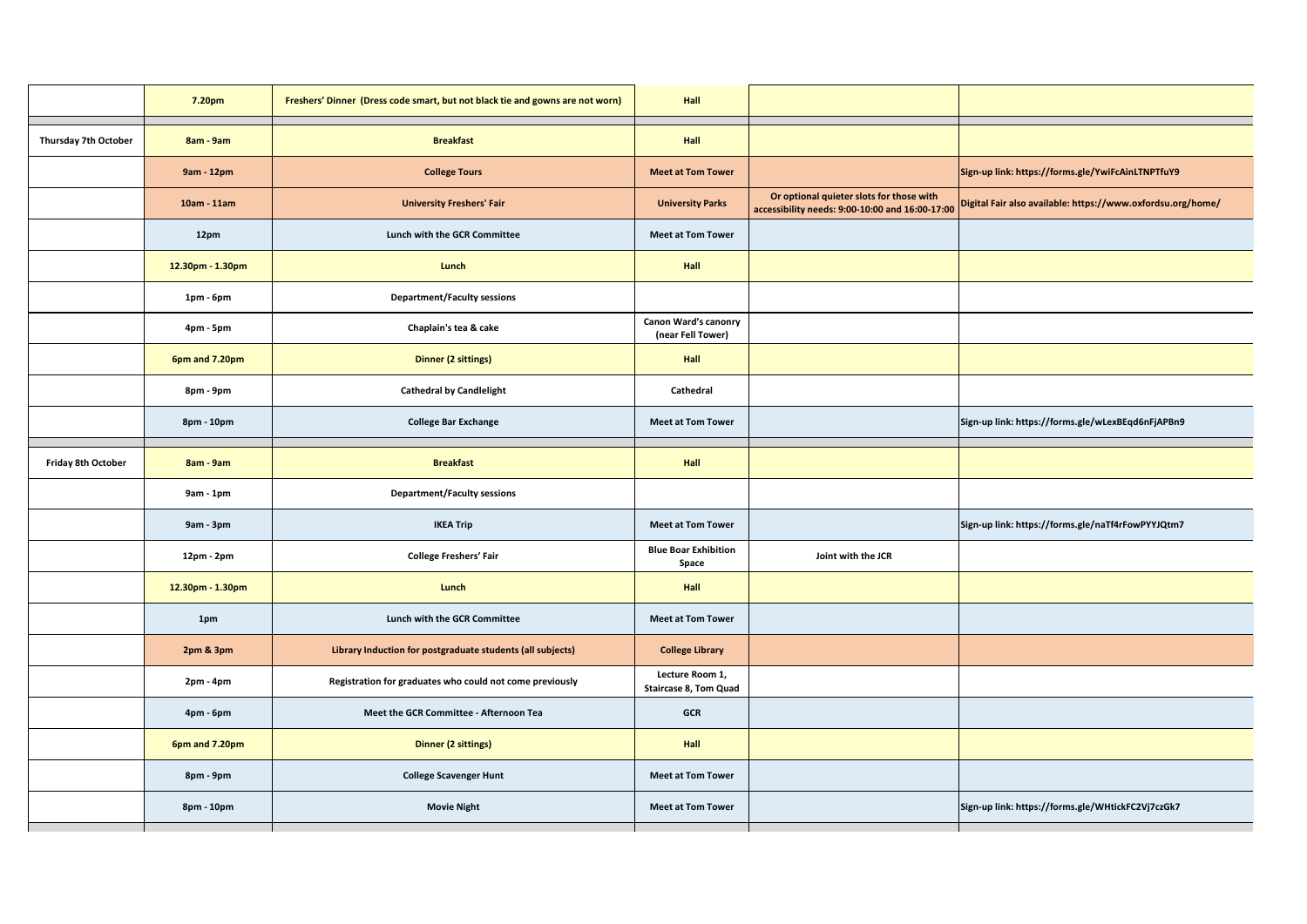| | | | | | |
|---|---|---|---|---|---|
| | 7.20pm | Freshers' Dinner (Dress code smart, but not black tie and gowns are not worn) | Hall | | |
| | | | | | |
| Thursday 7th October | 8am - 9am | Breakfast | Hall | | |
| | 9am - 12pm | College Tours | Meet at Tom Tower | | Sign-up link: https://forms.gle/YwiFcAinLTNPTfuY9 |
| | 10am - 11am | University Freshers' Fair | University Parks | Or optional quieter slots for those with accessibility needs: 9:00-10:00 and 16:00-17:00 | Digital Fair also available: https://www.oxfordsu.org/home/ |
| | 12pm | Lunch with the GCR Committee | Meet at Tom Tower | | |
| | 12.30pm - 1.30pm | Lunch | Hall | | |
| | 1pm - 6pm | Department/Faculty sessions | | | |
| | 4pm - 5pm | Chaplain's tea & cake | Canon Ward's canonry (near Fell Tower) | | |
| | 6pm and 7.20pm | Dinner (2 sittings) | Hall | | |
| | 8pm - 9pm | Cathedral by Candlelight | Cathedral | | |
| | 8pm - 10pm | College Bar Exchange | Meet at Tom Tower | | Sign-up link: https://forms.gle/wLexBEqd6nFjAPBn9 |
| | | | | | |
| Friday 8th October | 8am - 9am | Breakfast | Hall | | |
| | 9am - 1pm | Department/Faculty sessions | | | |
| | 9am - 3pm | IKEA Trip | Meet at Tom Tower | | Sign-up link: https://forms.gle/naTf4rFowPYYJQtm7 |
| | 12pm - 2pm | College Freshers' Fair | Blue Boar Exhibition Space | Joint with the JCR | |
| | 12.30pm - 1.30pm | Lunch | Hall | | |
| | 1pm | Lunch with the GCR Committee | Meet at Tom Tower | | |
| | 2pm & 3pm | Library Induction for postgraduate students (all subjects) | College Library | | |
| | 2pm - 4pm | Registration for graduates who could not come previously | Lecture Room 1, Staircase 8, Tom Quad | | |
| | 4pm - 6pm | Meet the GCR Committee - Afternoon Tea | GCR | | |
| | 6pm and 7.20pm | Dinner (2 sittings) | Hall | | |
| | 8pm - 9pm | College Scavenger Hunt | Meet at Tom Tower | | |
| | 8pm - 10pm | Movie Night | Meet at Tom Tower | | Sign-up link: https://forms.gle/WHtickFC2Vj7czGk7 |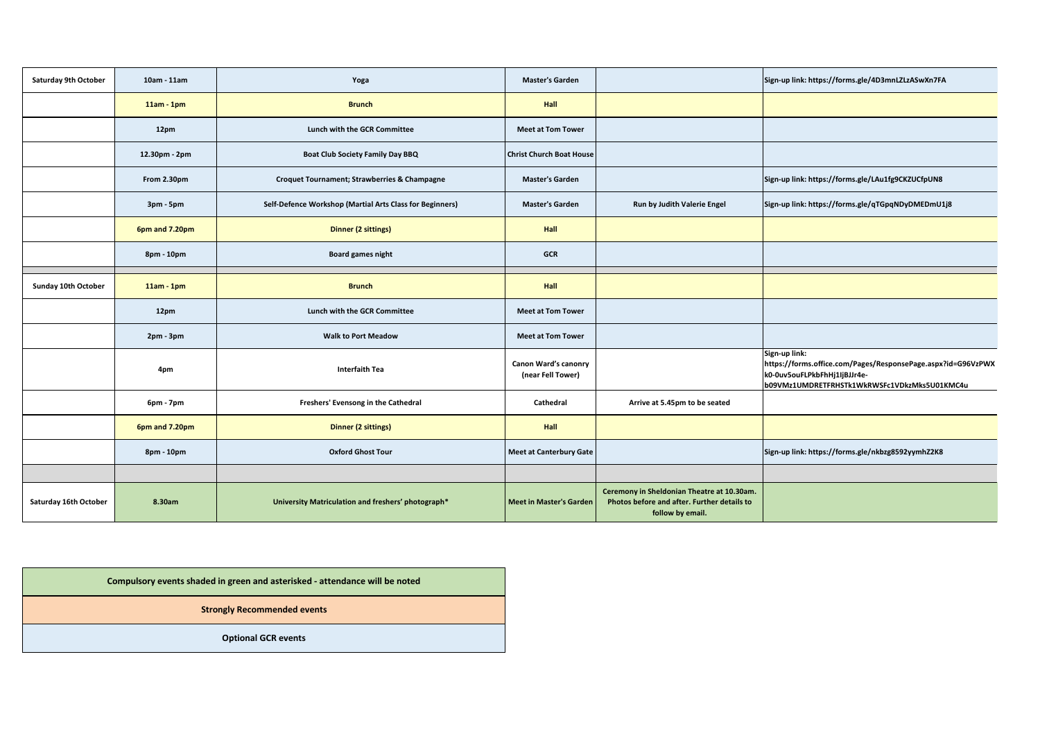| | | | | | |
|---|---|---|---|---|---|
| **Saturday 9th October** | **10am - 11am** | **Yoga** | **Master's Garden** | | **Sign-up link: https://forms.gle/4D3mnLZLzASwXn7FA** |
| | **11am - 1pm** | **Brunch** | **Hall** | | |
| | **12pm** | **Lunch with the GCR Committee** | **Meet at Tom Tower** | | |
| | **12.30pm - 2pm** | **Boat Club Society Family Day BBQ** | **Christ Church Boat House** | | |
| | **From 2.30pm** | **Croquet Tournament; Strawberries & Champagne** | **Master's Garden** | | **Sign-up link: https://forms.gle/LAu1fg9CKZUCfpUN8** |
| | **3pm - 5pm** | **Self-Defence Workshop (Martial Arts Class for Beginners)** | **Master's Garden** | **Run by Judith Valerie Engel** | **Sign-up link: https://forms.gle/qTGpqNDyDMEDmU1j8** |
| | **6pm and 7.20pm** | **Dinner (2 sittings)** | **Hall** | | |
| | **8pm - 10pm** | **Board games night** | **GCR** | | |
| | | | | | |
| **Sunday 10th October** | **11am - 1pm** | **Brunch** | **Hall** | | |
| | **12pm** | **Lunch with the GCR Committee** | **Meet at Tom Tower** | | |
| | **2pm - 3pm** | **Walk to Port Meadow** | **Meet at Tom Tower** | | |
| | **4pm** | **Interfaith Tea** | **Canon Ward's canonry (near Fell Tower)** | | **Sign-up link: https://forms.office.com/Pages/ResponsePage.aspx?id=G96VzPWXk0-0uv5ouFLPkbFhHj1IjBJJr4e-b09VMz1UMDRETFRHSTk1WkRWSFc1VDkzMks5U01KMC4u** |
| | **6pm - 7pm** | **Freshers' Evensong in the Cathedral** | **Cathedral** | **Arrive at 5.45pm to be seated** | |
| | **6pm and 7.20pm** | **Dinner (2 sittings)** | **Hall** | | |
| | **8pm - 10pm** | **Oxford Ghost Tour** | **Meet at Canterbury Gate** | | **Sign-up link: https://forms.gle/nkbzg8592yymhZ2K8** |
| | | | | | |
| **Saturday 16th October** | **8.30am** | **University Matriculation and freshers' photograph*** | **Meet in Master's Garden** | **Ceremony in Sheldonian Theatre at 10.30am. Photos before and after. Further details to follow by email.** | |

| |
|---|
| **Compulsory events shaded in green and asterisked - attendance will be noted** |
| **Strongly Recommended events** |
| **Optional GCR events** |